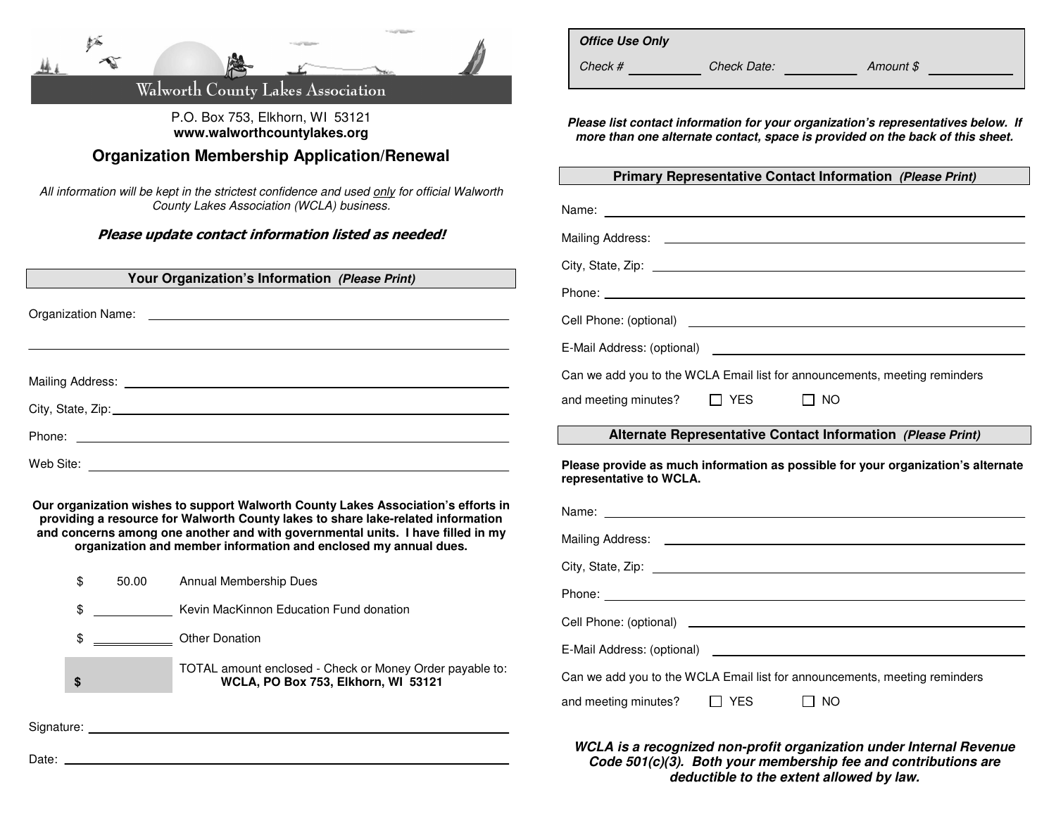# Walworth County Lakes Association

P.O. Box 753, Elkhorn, WI 53121
**www.walworthcountylakes.org**

## Organization Membership Application/Renewal

*All information will be kept in the strictest confidence and used only for official Walworth County Lakes Association (WCLA) business.*

***Please update contact information listed as needed!***

### Your Organization's Information *(Please Print)*

Organization Name: ____________________________________________

______________________________________________________________

Mailing Address: ______________________________________________

City, State, Zip: ______________________________________________

Phone: _______________________________________________________

Web Site: _____________________________________________________

**Our organization wishes to support Walworth County Lakes Association's efforts in providing a resource for Walworth County lakes to share lake-related information and concerns among one another and with governmental units. I have filled in my organization and member information and enclosed my annual dues.**

| | |
|---|---|
| $ 50.00 | Annual Membership Dues |
| $ ________ | Kevin MacKinnon Education Fund donation |
| $ ________ | Other Donation |
| **$** | TOTAL amount enclosed - Check or Money Order payable to: **WCLA, PO Box 753, Elkhorn, WI 53121** |

Signature: ____________________________________________________

Date: ________________________________________________________

---

***Office Use Only***

*Check #* ________ *Check Date:* ________ *Amount $* ________

***Please list contact information for your organization's representatives below. If more than one alternate contact, space is provided on the back of this sheet.***

### Primary Representative Contact Information *(Please Print)*

Name: ________________________________________________________

Mailing Address: ______________________________________________

City, State, Zip: ______________________________________________

Phone: _______________________________________________________

Cell Phone: (optional) _________________________________________

E-Mail Address: (optional) _____________________________________

Can we add you to the WCLA Email list for announcements, meeting reminders and meeting minutes? ☐ YES ☐ NO

### Alternate Representative Contact Information *(Please Print)*

**Please provide as much information as possible for your organization's alternate representative to WCLA.**

Name: ________________________________________________________

Mailing Address: ______________________________________________

City, State, Zip: ______________________________________________

Phone: _______________________________________________________

Cell Phone: (optional) _________________________________________

E-Mail Address: (optional) _____________________________________

Can we add you to the WCLA Email list for announcements, meeting reminders and meeting minutes? ☐ YES ☐ NO

***WCLA is a recognized non-profit organization under Internal Revenue Code 501(c)(3). Both your membership fee and contributions are deductible to the extent allowed by law.***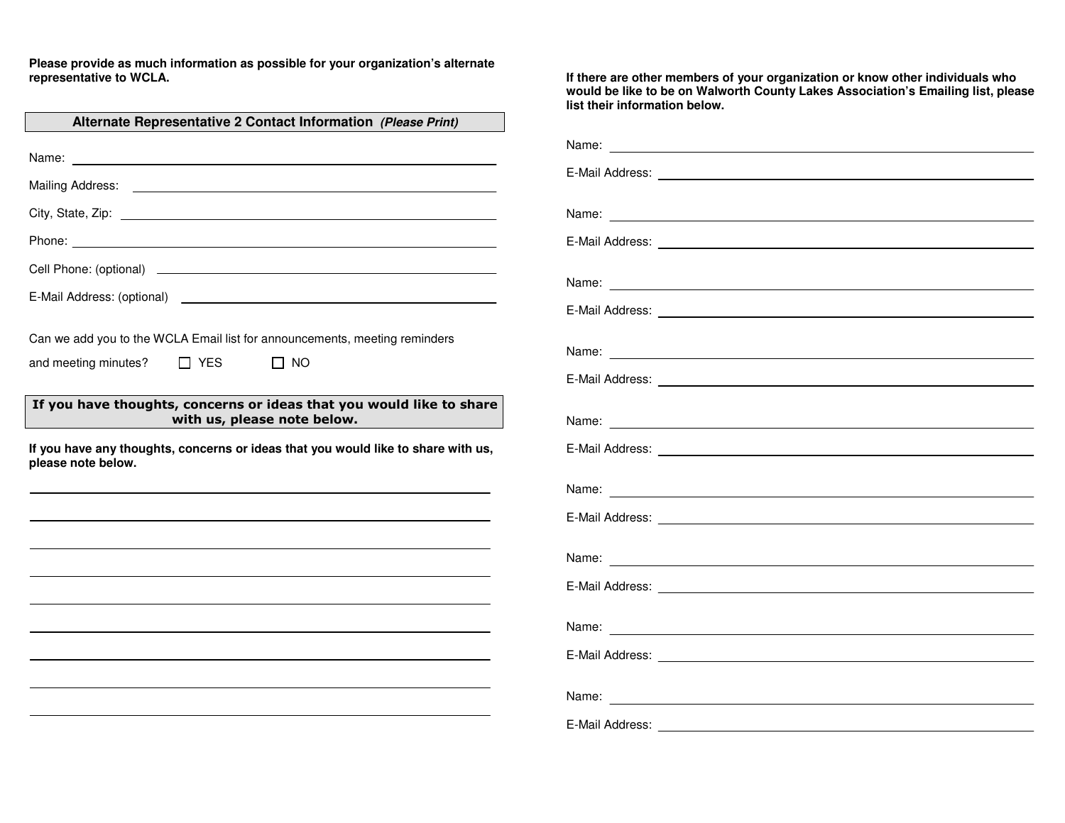**Please provide as much information as possible for your organization's alternate representative to WCLA.**

### Alternate Representative 2 Contact Information *(Please Print)*

Name: \_\_\_\_\_\_\_\_\_\_\_\_\_\_\_\_\_\_\_\_\_\_\_\_\_\_\_\_\_\_\_\_\_\_\_\_\_\_\_\_

Mailing Address: \_\_\_\_\_\_\_\_\_\_\_\_\_\_\_\_\_\_\_\_\_\_\_\_\_\_\_\_\_\_\_\_\_\_\_\_\_\_\_\_

City, State, Zip: \_\_\_\_\_\_\_\_\_\_\_\_\_\_\_\_\_\_\_\_\_\_\_\_\_\_\_\_\_\_\_\_\_\_\_\_\_\_\_\_

Phone: \_\_\_\_\_\_\_\_\_\_\_\_\_\_\_\_\_\_\_\_\_\_\_\_\_\_\_\_\_\_\_\_\_\_\_\_\_\_\_\_

Cell Phone: (optional) \_\_\_\_\_\_\_\_\_\_\_\_\_\_\_\_\_\_\_\_\_\_\_\_\_\_\_\_\_\_\_\_\_\_\_\_\_\_\_\_

E-Mail Address: (optional) \_\_\_\_\_\_\_\_\_\_\_\_\_\_\_\_\_\_\_\_\_\_\_\_\_\_\_\_\_\_\_\_\_\_\_\_\_\_\_\_

Can we add you to the WCLA Email list for announcements, meeting reminders and meeting minutes? ☐ YES ☐ NO

### If you have thoughts, concerns or ideas that you would like to share with us, please note below.

**If you have any thoughts, concerns or ideas that you would like to share with us, please note below.**

\_\_\_\_\_\_\_\_\_\_\_\_\_\_\_\_\_\_\_\_\_\_\_\_\_\_\_\_\_\_\_\_\_\_\_\_\_\_\_\_

\_\_\_\_\_\_\_\_\_\_\_\_\_\_\_\_\_\_\_\_\_\_\_\_\_\_\_\_\_\_\_\_\_\_\_\_\_\_\_\_

\_\_\_\_\_\_\_\_\_\_\_\_\_\_\_\_\_\_\_\_\_\_\_\_\_\_\_\_\_\_\_\_\_\_\_\_\_\_\_\_

\_\_\_\_\_\_\_\_\_\_\_\_\_\_\_\_\_\_\_\_\_\_\_\_\_\_\_\_\_\_\_\_\_\_\_\_\_\_\_\_

\_\_\_\_\_\_\_\_\_\_\_\_\_\_\_\_\_\_\_\_\_\_\_\_\_\_\_\_\_\_\_\_\_\_\_\_\_\_\_\_

\_\_\_\_\_\_\_\_\_\_\_\_\_\_\_\_\_\_\_\_\_\_\_\_\_\_\_\_\_\_\_\_\_\_\_\_\_\_\_\_

\_\_\_\_\_\_\_\_\_\_\_\_\_\_\_\_\_\_\_\_\_\_\_\_\_\_\_\_\_\_\_\_\_\_\_\_\_\_\_\_

\_\_\_\_\_\_\_\_\_\_\_\_\_\_\_\_\_\_\_\_\_\_\_\_\_\_\_\_\_\_\_\_\_\_\_\_\_\_\_\_

\_\_\_\_\_\_\_\_\_\_\_\_\_\_\_\_\_\_\_\_\_\_\_\_\_\_\_\_\_\_\_\_\_\_\_\_\_\_\_\_

**If there are other members of your organization or know other individuals who would be like to be on Walworth County Lakes Association's Emailing list, please list their information below.**

Name: \_\_\_\_\_\_\_\_\_\_\_\_\_\_\_\_\_\_\_\_\_\_\_\_\_\_\_\_\_\_\_\_\_\_\_\_\_\_\_\_

E-Mail Address: \_\_\_\_\_\_\_\_\_\_\_\_\_\_\_\_\_\_\_\_\_\_\_\_\_\_\_\_\_\_\_\_\_\_\_\_\_\_\_\_

Name: \_\_\_\_\_\_\_\_\_\_\_\_\_\_\_\_\_\_\_\_\_\_\_\_\_\_\_\_\_\_\_\_\_\_\_\_\_\_\_\_

E-Mail Address: \_\_\_\_\_\_\_\_\_\_\_\_\_\_\_\_\_\_\_\_\_\_\_\_\_\_\_\_\_\_\_\_\_\_\_\_\_\_\_\_

Name: \_\_\_\_\_\_\_\_\_\_\_\_\_\_\_\_\_\_\_\_\_\_\_\_\_\_\_\_\_\_\_\_\_\_\_\_\_\_\_\_

E-Mail Address: \_\_\_\_\_\_\_\_\_\_\_\_\_\_\_\_\_\_\_\_\_\_\_\_\_\_\_\_\_\_\_\_\_\_\_\_\_\_\_\_

Name: \_\_\_\_\_\_\_\_\_\_\_\_\_\_\_\_\_\_\_\_\_\_\_\_\_\_\_\_\_\_\_\_\_\_\_\_\_\_\_\_

E-Mail Address: \_\_\_\_\_\_\_\_\_\_\_\_\_\_\_\_\_\_\_\_\_\_\_\_\_\_\_\_\_\_\_\_\_\_\_\_\_\_\_\_

Name: \_\_\_\_\_\_\_\_\_\_\_\_\_\_\_\_\_\_\_\_\_\_\_\_\_\_\_\_\_\_\_\_\_\_\_\_\_\_\_\_

E-Mail Address: \_\_\_\_\_\_\_\_\_\_\_\_\_\_\_\_\_\_\_\_\_\_\_\_\_\_\_\_\_\_\_\_\_\_\_\_\_\_\_\_

Name: \_\_\_\_\_\_\_\_\_\_\_\_\_\_\_\_\_\_\_\_\_\_\_\_\_\_\_\_\_\_\_\_\_\_\_\_\_\_\_\_

E-Mail Address: \_\_\_\_\_\_\_\_\_\_\_\_\_\_\_\_\_\_\_\_\_\_\_\_\_\_\_\_\_\_\_\_\_\_\_\_\_\_\_\_

Name: \_\_\_\_\_\_\_\_\_\_\_\_\_\_\_\_\_\_\_\_\_\_\_\_\_\_\_\_\_\_\_\_\_\_\_\_\_\_\_\_

E-Mail Address: \_\_\_\_\_\_\_\_\_\_\_\_\_\_\_\_\_\_\_\_\_\_\_\_\_\_\_\_\_\_\_\_\_\_\_\_\_\_\_\_

Name: \_\_\_\_\_\_\_\_\_\_\_\_\_\_\_\_\_\_\_\_\_\_\_\_\_\_\_\_\_\_\_\_\_\_\_\_\_\_\_\_

E-Mail Address: \_\_\_\_\_\_\_\_\_\_\_\_\_\_\_\_\_\_\_\_\_\_\_\_\_\_\_\_\_\_\_\_\_\_\_\_\_\_\_\_

Name: \_\_\_\_\_\_\_\_\_\_\_\_\_\_\_\_\_\_\_\_\_\_\_\_\_\_\_\_\_\_\_\_\_\_\_\_\_\_\_\_

E-Mail Address: \_\_\_\_\_\_\_\_\_\_\_\_\_\_\_\_\_\_\_\_\_\_\_\_\_\_\_\_\_\_\_\_\_\_\_\_\_\_\_\_